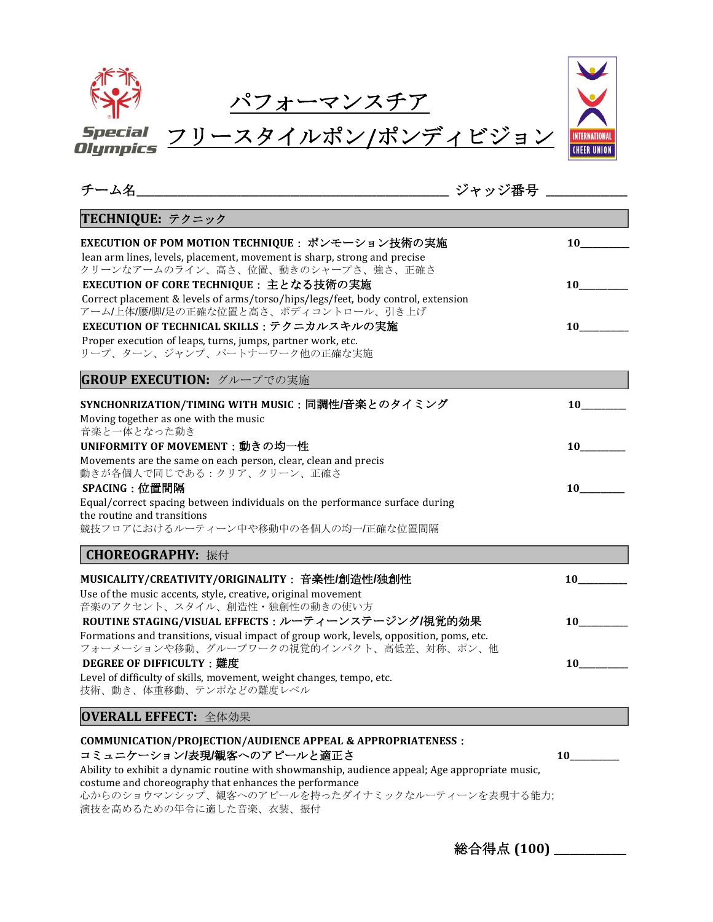# パフォーマンスチア

# フリースタイルポン/ポンディビジョン

Special Olympics

INTERNATIONAL CHEER UNION

チーム名______________________________ ジャッジ番号 ________

## TECHNIQUE: テクニック

**EXECUTION OF POM MOTION TECHNIQUE：ポンモーション技術の実施** 10________

lean arm lines, levels, placement, movement is sharp, strong and precise
クリーンなアームのライン、高さ、位置、動きのシャープさ、強さ、正確さ

**EXECUTION OF CORE TECHNIQUE：主となる技術の実施** 10________

Correct placement & levels of arms/torso/hips/legs/feet, body control, extension
アーム/上体/腰/脚/足の正確な位置と高さ、ボディコントロール、引き上げ

**EXECUTION OF TECHNICAL SKILLS：テクニカルスキルの実施** 10________

Proper execution of leaps, turns, jumps, partner work, etc.
リープ、ターン、ジャンプ、パートナーワーク他の正確な実施

## GROUP EXECUTION: グループでの実施

**SYNCHONRIZATION/TIMING WITH MUSIC：同調性/音楽とのタイミング** 10________

Moving together as one with the music
音楽と一体となった動き

**UNIFORMITY OF MOVEMENT：動きの均一性** 10________

Movements are the same on each person, clear, clean and precis
動きが各個人で同じである：クリア、クリーン、正確さ

**SPACING：位置間隔** 10________

Equal/correct spacing between individuals on the performance surface during the routine and transitions
競技フロアにおけるルーティーン中や移動中の各個人の均一/正確な位置間隔

## CHOREOGRAPHY: 振付

**MUSICALITY/CREATIVITY/ORIGINALITY：音楽性/創造性/独創性** 10________

Use of the music accents, style, creative, original movement
音楽のアクセント、スタイル、創造性・独創性の動きの使い方

**ROUTINE STAGING/VISUAL EFFECTS：ルーティーンステージング/視覚的効果** 10________

Formations and transitions, visual impact of group work, levels, opposition, poms, etc.
フォーメーションや移動、グループワークの視覚的インパクト、高低差、対称、ポン、他

**DEGREE OF DIFFICULTY：難度** 10________

Level of difficulty of skills, movement, weight changes, tempo, etc.
技術、動き、体重移動、テンポなどの難度レベル

## OVERALL EFFECT: 全体効果

**COMMUNICATION/PROJECTION/AUDIENCE APPEAL & APPROPRIATENESS：**
**コミュニケーション/表現/観客へのアピールと適正さ** 10________

Ability to exhibit a dynamic routine with showmanship, audience appeal; Age appropriate music, costume and choreography that enhances the performance
心からのショウマンシップ、観客へのアピールを持ったダイナミックなルーティーンを表現する能力; 演技を高めるための年令に適した音楽、衣装、振付

**総合得点 (100)** ________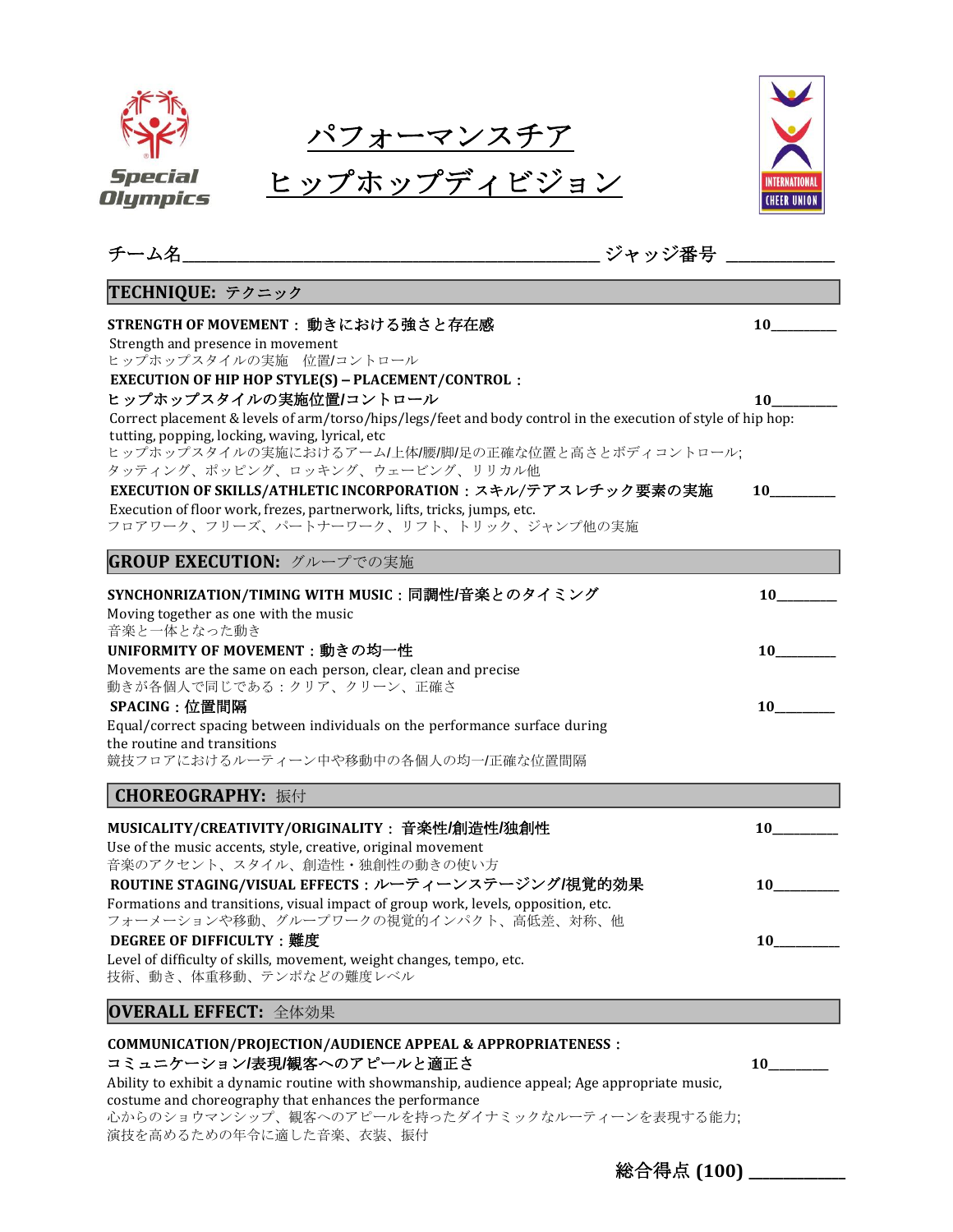Special Olympics

# パフォーマンスチア
# ヒップホップディビジョン

INTERNATIONAL CHEER UNION

チーム名\_\_\_\_\_\_\_\_\_\_\_\_\_\_\_\_\_\_\_\_\_\_\_\_\_\_\_\_\_\_\_\_\_\_\_\_ ジャッジ番号 \_\_\_\_\_\_\_\_\_\_

## TECHNIQUE: テクニック

**STRENGTH OF MOVEMENT：動きにおける強さと存在感** 10\_\_\_\_\_\_\_\_
Strength and presence in movement
ヒップホップスタイルの実施　位置/コントロール

**EXECUTION OF HIP HOP STYLE(S) – PLACEMENT/CONTROL：**
**ヒップホップスタイルの実施位置/コントロール** 10\_\_\_\_\_\_\_\_
Correct placement & levels of arm/torso/hips/legs/feet and body control in the execution of style of hip hop: tutting, popping, locking, waving, lyrical, etc
ヒップホップスタイルの実施におけるアーム/上体/腰/脚/足の正確な位置と高さとボディコントロール;
タッティング、ポッピング、ロッキング、ウェービング、リリカル他

**EXECUTION OF SKILLS/ATHLETIC INCORPORATION：スキル/テアスレチック要素の実施** 10\_\_\_\_\_\_\_\_
Execution of floor work, frezes, partnerwork, lifts, tricks, jumps, etc.
フロアワーク、フリーズ、パートナーワーク、リフト、トリック、ジャンプ他の実施

## GROUP EXECUTION: グループでの実施

**SYNCHONRIZATION/TIMING WITH MUSIC：同調性/音楽とのタイミング** 10\_\_\_\_\_\_\_\_
Moving together as one with the music
音楽と一体となった動き

**UNIFORMITY OF MOVEMENT：動きの均一性** 10\_\_\_\_\_\_\_\_
Movements are the same on each person, clear, clean and precise
動きが各個人で同じである：クリア、クリーン、正確さ

**SPACING：位置間隔** 10\_\_\_\_\_\_\_\_
Equal/correct spacing between individuals on the performance surface during the routine and transitions
競技フロアにおけるルーティーン中や移動中の各個人の均一/正確な位置間隔

## CHOREOGRAPHY: 振付

**MUSICALITY/CREATIVITY/ORIGINALITY：音楽性/創造性/独創性** 10\_\_\_\_\_\_\_\_
Use of the music accents, style, creative, original movement
音楽のアクセント、スタイル、創造性・独創性の動きの使い方

**ROUTINE STAGING/VISUAL EFFECTS：ルーティーンステージング/視覚的効果** 10\_\_\_\_\_\_\_\_
Formations and transitions, visual impact of group work, levels, opposition, etc.
フォーメーションや移動、グループワークの視覚的インパクト、高低差、対称、他

**DEGREE OF DIFFICULTY：難度** 10\_\_\_\_\_\_\_\_
Level of difficulty of skills, movement, weight changes, tempo, etc.
技術、動き、体重移動、テンポなどの難度レベル

## OVERALL EFFECT: 全体効果

**COMMUNICATION/PROJECTION/AUDIENCE APPEAL & APPROPRIATENESS：**
**コミュニケーション/表現/観客へのアピールと適正さ** 10\_\_\_\_\_\_\_\_
Ability to exhibit a dynamic routine with showmanship, audience appeal; Age appropriate music, costume and choreography that enhances the performance
心からのショウマンシップ、観客へのアピールを持ったダイナミックなルーティーンを表現する能力;
演技を高めるための年令に適した音楽、衣装、振付

**総合得点 (100)** \_\_\_\_\_\_\_\_\_\_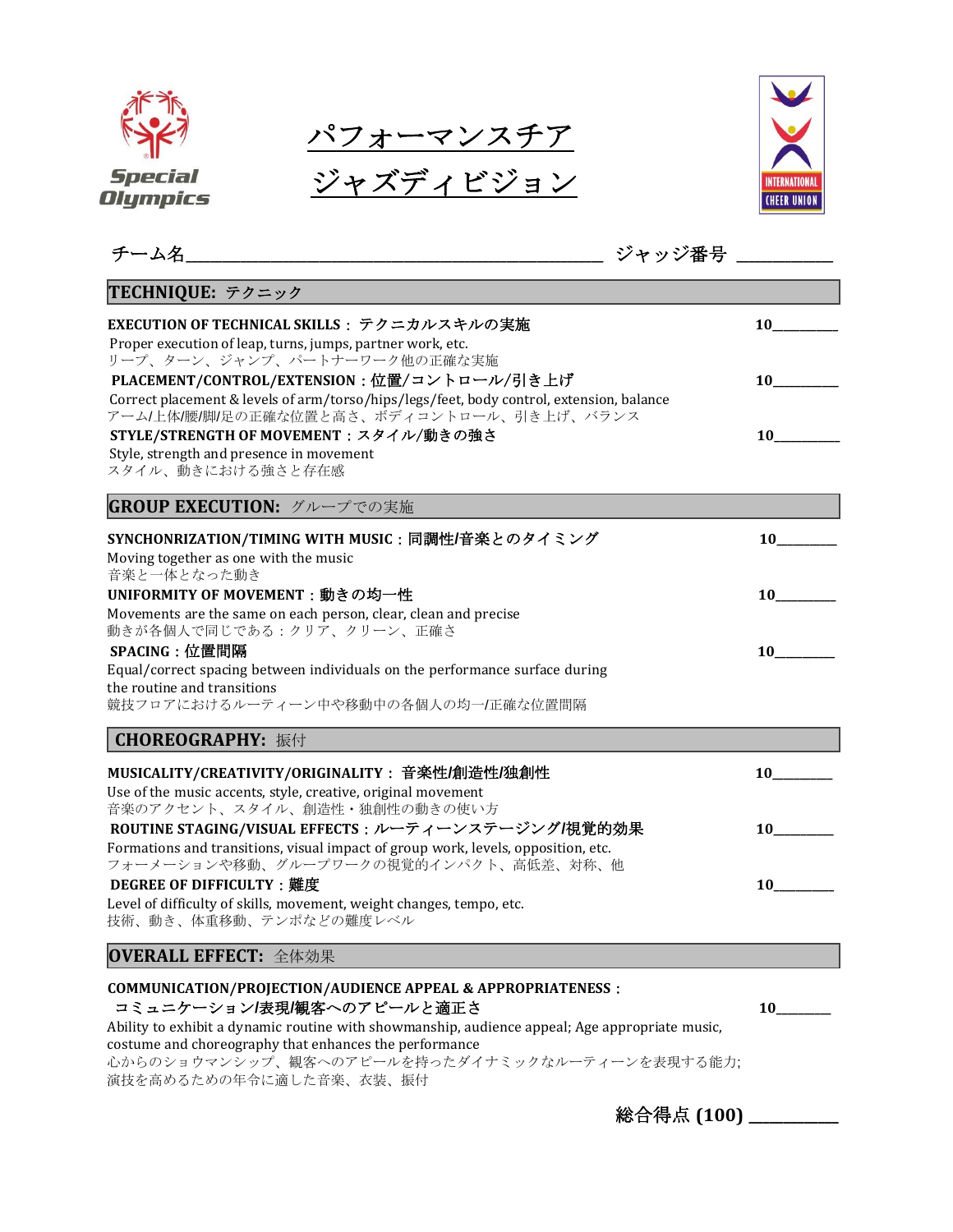Special Olympics

# パフォーマンスチア ジャズディビジョン

INTERNATIONAL CHEER UNION

チーム名＿＿＿＿＿＿＿＿＿＿＿＿＿＿＿＿＿＿＿＿＿＿＿＿＿＿ ジャッジ番号 ＿＿＿＿＿＿

## TECHNIQUE: テクニック

**EXECUTION OF TECHNICAL SKILLS：テクニカルスキルの実施** 10＿＿＿＿
Proper execution of leap, turns, jumps, partner work, etc.
リープ、ターン、ジャンプ、パートナーワーク他の正確な実施

**PLACEMENT/CONTROL/EXTENSION：位置/コントロール/引き上げ** 10＿＿＿＿
Correct placement & levels of arm/torso/hips/legs/feet, body control, extension, balance
アーム/上体/腰/脚/足の正確な位置と高さ、ボディコントロール、引き上げ、バランス

**STYLE/STRENGTH OF MOVEMENT：スタイル/動きの強さ** 10＿＿＿＿
Style, strength and presence in movement
スタイル、動きにおける強さと存在感

## GROUP EXECUTION: グループでの実施

**SYNCHONRIZATION/TIMING WITH MUSIC：同調性/音楽とのタイミング** 10＿＿＿＿
Moving together as one with the music
音楽と一体となった動き

**UNIFORMITY OF MOVEMENT：動きの均一性** 10＿＿＿＿
Movements are the same on each person, clear, clean and precise
動きが各個人で同じである：クリア、クリーン、正確さ

**SPACING：位置間隔** 10＿＿＿＿
Equal/correct spacing between individuals on the performance surface during the routine and transitions
競技フロアにおけるルーティーン中や移動中の各個人の均一/正確な位置間隔

## CHOREOGRAPHY: 振付

**MUSICALITY/CREATIVITY/ORIGINALITY：音楽性/創造性/独創性** 10＿＿＿＿
Use of the music accents, style, creative, original movement
音楽のアクセント、スタイル、創造性・独創性の動きの使い方

**ROUTINE STAGING/VISUAL EFFECTS：ルーティーンステージング/視覚的効果** 10＿＿＿＿
Formations and transitions, visual impact of group work, levels, opposition, etc.
フォーメーションや移動、グループワークの視覚的インパクト、高低差、対称、他

**DEGREE OF DIFFICULTY：難度** 10＿＿＿＿
Level of difficulty of skills, movement, weight changes, tempo, etc.
技術、動き、体重移動、テンポなどの難度レベル

## OVERALL EFFECT: 全体効果

**COMMUNICATION/PROJECTION/AUDIENCE APPEAL & APPROPRIATENESS：コミュニケーション/表現/観客へのアピールと適正さ** 10＿＿＿＿
Ability to exhibit a dynamic routine with showmanship, audience appeal; Age appropriate music, costume and choreography that enhances the performance
心からのショウマンシップ、観客へのアピールを持ったダイナミックなルーティーンを表現する能力; 演技を高めるための年令に適した音楽、衣装、振付

**総合得点 (100)** ＿＿＿＿＿＿